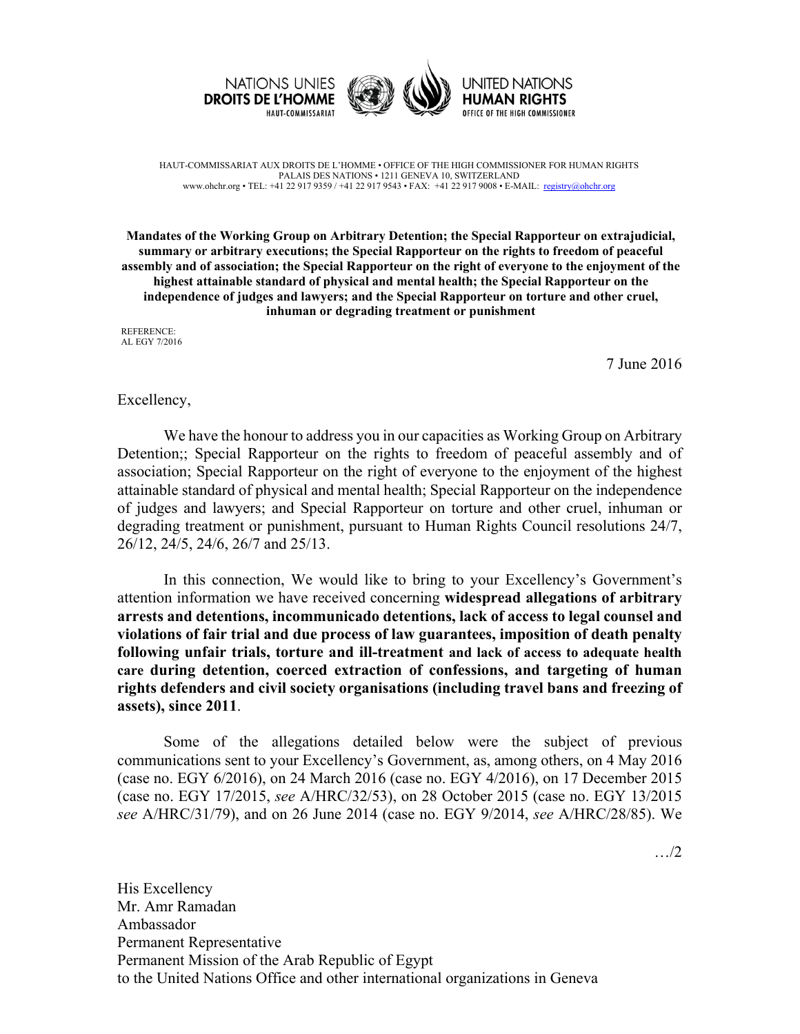NATIONS UNIES
**DROITS DE L'HOMME**
HAUT-COMMISSARIAT

UNITED NATIONS
**HUMAN RIGHTS**
OFFICE OF THE HIGH COMMISSIONER

HAUT-COMMISSARIAT AUX DROITS DE L'HOMME • OFFICE OF THE HIGH COMMISSIONER FOR HUMAN RIGHTS
PALAIS DES NATIONS • 1211 GENEVA 10, SWITZERLAND
www.ohchr.org • TEL: +41 22 917 9359 / +41 22 917 9543 • FAX: +41 22 917 9008 • E-MAIL: registry@ohchr.org

**Mandates of the Working Group on Arbitrary Detention; the Special Rapporteur on extrajudicial, summary or arbitrary executions; the Special Rapporteur on the rights to freedom of peaceful assembly and of association; the Special Rapporteur on the right of everyone to the enjoyment of the highest attainable standard of physical and mental health; the Special Rapporteur on the independence of judges and lawyers; and the Special Rapporteur on torture and other cruel, inhuman or degrading treatment or punishment**

REFERENCE:
AL EGY 7/2016

7 June 2016

Excellency,

We have the honour to address you in our capacities as Working Group on Arbitrary Detention;; Special Rapporteur on the rights to freedom of peaceful assembly and of association; Special Rapporteur on the right of everyone to the enjoyment of the highest attainable standard of physical and mental health; Special Rapporteur on the independence of judges and lawyers; and Special Rapporteur on torture and other cruel, inhuman or degrading treatment or punishment, pursuant to Human Rights Council resolutions 24/7, 26/12, 24/5, 24/6, 26/7 and 25/13.

In this connection, We would like to bring to your Excellency's Government's attention information we have received concerning **widespread allegations of arbitrary arrests and detentions, incommunicado detentions, lack of access to legal counsel and violations of fair trial and due process of law guarantees, imposition of death penalty following unfair trials, torture and ill-treatment and lack of access to adequate health care during detention, coerced extraction of confessions, and targeting of human rights defenders and civil society organisations (including travel bans and freezing of assets), since 2011**.

Some of the allegations detailed below were the subject of previous communications sent to your Excellency's Government, as, among others, on 4 May 2016 (case no. EGY 6/2016), on 24 March 2016 (case no. EGY 4/2016), on 17 December 2015 (case no. EGY 17/2015, *see* A/HRC/32/53), on 28 October 2015 (case no. EGY 13/2015 *see* A/HRC/31/79), and on 26 June 2014 (case no. EGY 9/2014, *see* A/HRC/28/85). We

…/2

His Excellency
Mr. Amr Ramadan
Ambassador
Permanent Representative
Permanent Mission of the Arab Republic of Egypt
to the United Nations Office and other international organizations in Geneva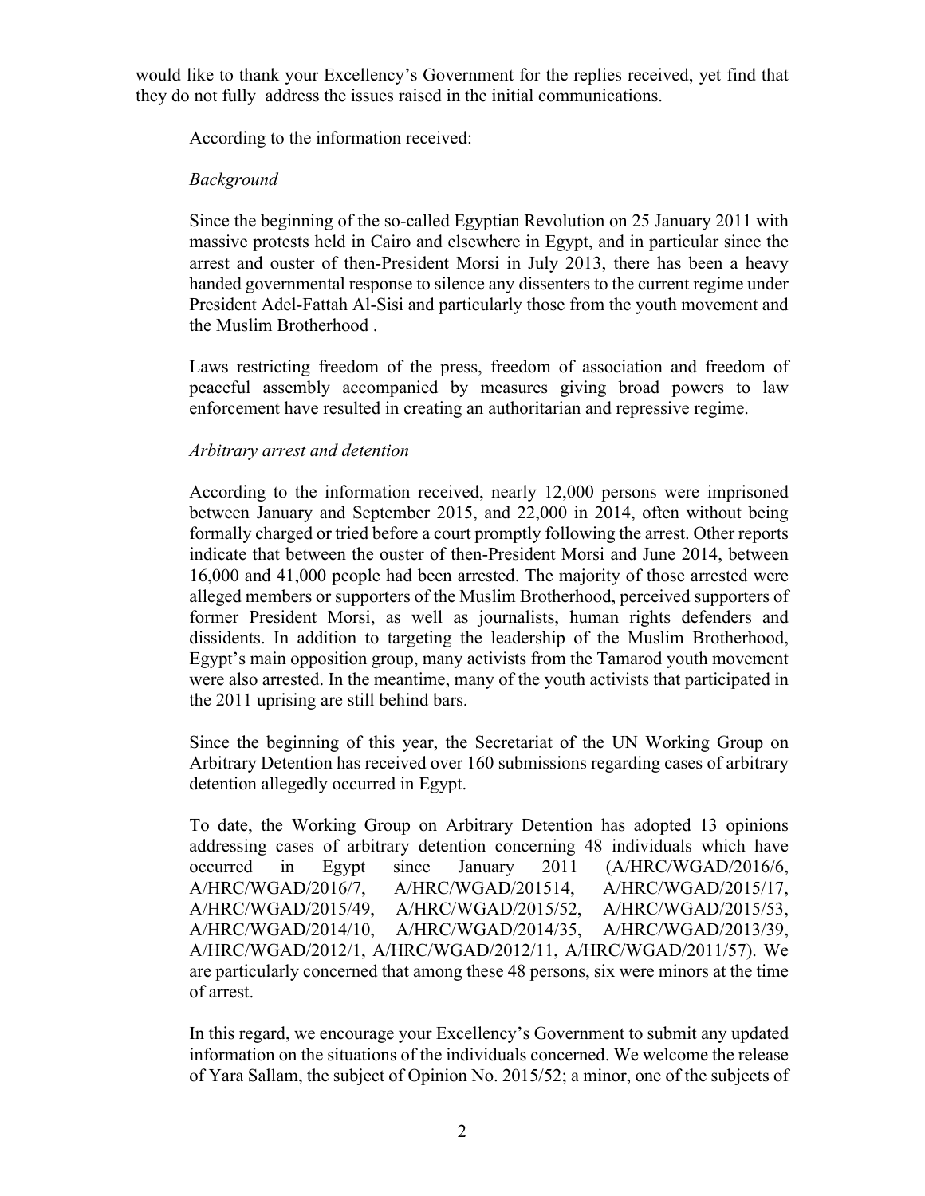would like to thank your Excellency's Government for the replies received, yet find that they do not fully address the issues raised in the initial communications.

According to the information received:

*Background*

Since the beginning of the so-called Egyptian Revolution on 25 January 2011 with massive protests held in Cairo and elsewhere in Egypt, and in particular since the arrest and ouster of then-President Morsi in July 2013, there has been a heavy handed governmental response to silence any dissenters to the current regime under President Adel-Fattah Al-Sisi and particularly those from the youth movement and the Muslim Brotherhood .

Laws restricting freedom of the press, freedom of association and freedom of peaceful assembly accompanied by measures giving broad powers to law enforcement have resulted in creating an authoritarian and repressive regime.

*Arbitrary arrest and detention*

According to the information received, nearly 12,000 persons were imprisoned between January and September 2015, and 22,000 in 2014, often without being formally charged or tried before a court promptly following the arrest. Other reports indicate that between the ouster of then-President Morsi and June 2014, between 16,000 and 41,000 people had been arrested. The majority of those arrested were alleged members or supporters of the Muslim Brotherhood, perceived supporters of former President Morsi, as well as journalists, human rights defenders and dissidents. In addition to targeting the leadership of the Muslim Brotherhood, Egypt's main opposition group, many activists from the Tamarod youth movement were also arrested. In the meantime, many of the youth activists that participated in the 2011 uprising are still behind bars.

Since the beginning of this year, the Secretariat of the UN Working Group on Arbitrary Detention has received over 160 submissions regarding cases of arbitrary detention allegedly occurred in Egypt.

To date, the Working Group on Arbitrary Detention has adopted 13 opinions addressing cases of arbitrary detention concerning 48 individuals which have occurred in Egypt since January 2011 (A/HRC/WGAD/2016/6, A/HRC/WGAD/2016/7, A/HRC/WGAD/201514, A/HRC/WGAD/2015/17, A/HRC/WGAD/2015/49, A/HRC/WGAD/2015/52, A/HRC/WGAD/2015/53, A/HRC/WGAD/2014/10, A/HRC/WGAD/2014/35, A/HRC/WGAD/2013/39, A/HRC/WGAD/2012/1, A/HRC/WGAD/2012/11, A/HRC/WGAD/2011/57). We are particularly concerned that among these 48 persons, six were minors at the time of arrest.

In this regard, we encourage your Excellency's Government to submit any updated information on the situations of the individuals concerned. We welcome the release of Yara Sallam, the subject of Opinion No. 2015/52; a minor, one of the subjects of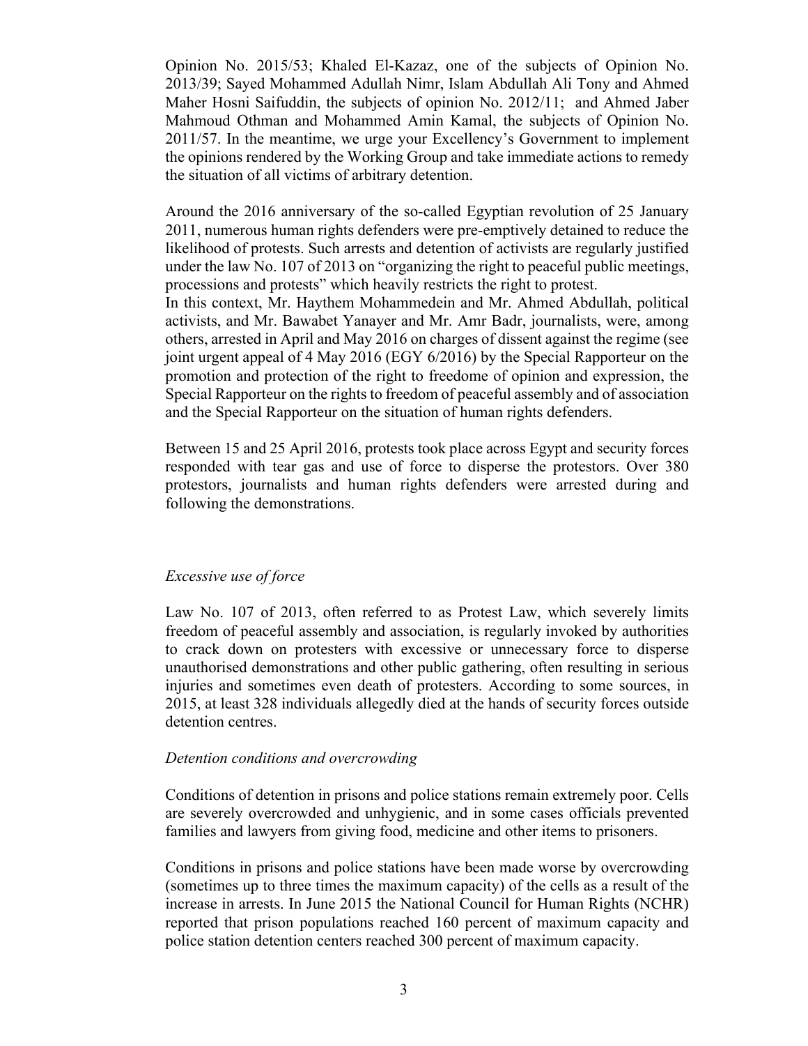Opinion No. 2015/53; Khaled El-Kazaz, one of the subjects of Opinion No. 2013/39; Sayed Mohammed Adullah Nimr, Islam Abdullah Ali Tony and Ahmed Maher Hosni Saifuddin, the subjects of opinion No. 2012/11; and Ahmed Jaber Mahmoud Othman and Mohammed Amin Kamal, the subjects of Opinion No. 2011/57. In the meantime, we urge your Excellency's Government to implement the opinions rendered by the Working Group and take immediate actions to remedy the situation of all victims of arbitrary detention.

Around the 2016 anniversary of the so-called Egyptian revolution of 25 January 2011, numerous human rights defenders were pre-emptively detained to reduce the likelihood of protests. Such arrests and detention of activists are regularly justified under the law No. 107 of 2013 on "organizing the right to peaceful public meetings, processions and protests" which heavily restricts the right to protest.
In this context, Mr. Haythem Mohammedein and Mr. Ahmed Abdullah, political activists, and Mr. Bawabet Yanayer and Mr. Amr Badr, journalists, were, among others, arrested in April and May 2016 on charges of dissent against the regime (see joint urgent appeal of 4 May 2016 (EGY 6/2016) by the Special Rapporteur on the promotion and protection of the right to freedome of opinion and expression, the Special Rapporteur on the rights to freedom of peaceful assembly and of association and the Special Rapporteur on the situation of human rights defenders.

Between 15 and 25 April 2016, protests took place across Egypt and security forces responded with tear gas and use of force to disperse the protestors. Over 380 protestors, journalists and human rights defenders were arrested during and following the demonstrations.

*Excessive use of force*

Law No. 107 of 2013, often referred to as Protest Law, which severely limits freedom of peaceful assembly and association, is regularly invoked by authorities to crack down on protesters with excessive or unnecessary force to disperse unauthorised demonstrations and other public gathering, often resulting in serious injuries and sometimes even death of protesters. According to some sources, in 2015, at least 328 individuals allegedly died at the hands of security forces outside detention centres.

*Detention conditions and overcrowding*

Conditions of detention in prisons and police stations remain extremely poor. Cells are severely overcrowded and unhygienic, and in some cases officials prevented families and lawyers from giving food, medicine and other items to prisoners.

Conditions in prisons and police stations have been made worse by overcrowding (sometimes up to three times the maximum capacity) of the cells as a result of the increase in arrests. In June 2015 the National Council for Human Rights (NCHR) reported that prison populations reached 160 percent of maximum capacity and police station detention centers reached 300 percent of maximum capacity.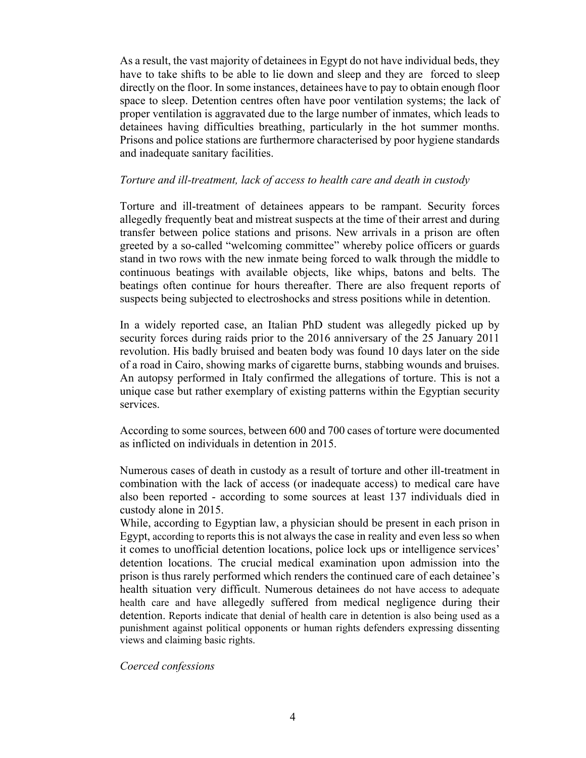As a result, the vast majority of detainees in Egypt do not have individual beds, they have to take shifts to be able to lie down and sleep and they are forced to sleep directly on the floor. In some instances, detainees have to pay to obtain enough floor space to sleep. Detention centres often have poor ventilation systems; the lack of proper ventilation is aggravated due to the large number of inmates, which leads to detainees having difficulties breathing, particularly in the hot summer months. Prisons and police stations are furthermore characterised by poor hygiene standards and inadequate sanitary facilities.

*Torture and ill-treatment, lack of access to health care and death in custody*

Torture and ill-treatment of detainees appears to be rampant. Security forces allegedly frequently beat and mistreat suspects at the time of their arrest and during transfer between police stations and prisons. New arrivals in a prison are often greeted by a so-called "welcoming committee" whereby police officers or guards stand in two rows with the new inmate being forced to walk through the middle to continuous beatings with available objects, like whips, batons and belts. The beatings often continue for hours thereafter. There are also frequent reports of suspects being subjected to electroshocks and stress positions while in detention.

In a widely reported case, an Italian PhD student was allegedly picked up by security forces during raids prior to the 2016 anniversary of the 25 January 2011 revolution. His badly bruised and beaten body was found 10 days later on the side of a road in Cairo, showing marks of cigarette burns, stabbing wounds and bruises. An autopsy performed in Italy confirmed the allegations of torture. This is not a unique case but rather exemplary of existing patterns within the Egyptian security services.

According to some sources, between 600 and 700 cases of torture were documented as inflicted on individuals in detention in 2015.

Numerous cases of death in custody as a result of torture and other ill-treatment in combination with the lack of access (or inadequate access) to medical care have also been reported - according to some sources at least 137 individuals died in custody alone in 2015.

While, according to Egyptian law, a physician should be present in each prison in Egypt, according to reports this is not always the case in reality and even less so when it comes to unofficial detention locations, police lock ups or intelligence services' detention locations. The crucial medical examination upon admission into the prison is thus rarely performed which renders the continued care of each detainee's health situation very difficult. Numerous detainees do not have access to adequate health care and have allegedly suffered from medical negligence during their detention. Reports indicate that denial of health care in detention is also being used as a punishment against political opponents or human rights defenders expressing dissenting views and claiming basic rights.

*Coerced confessions*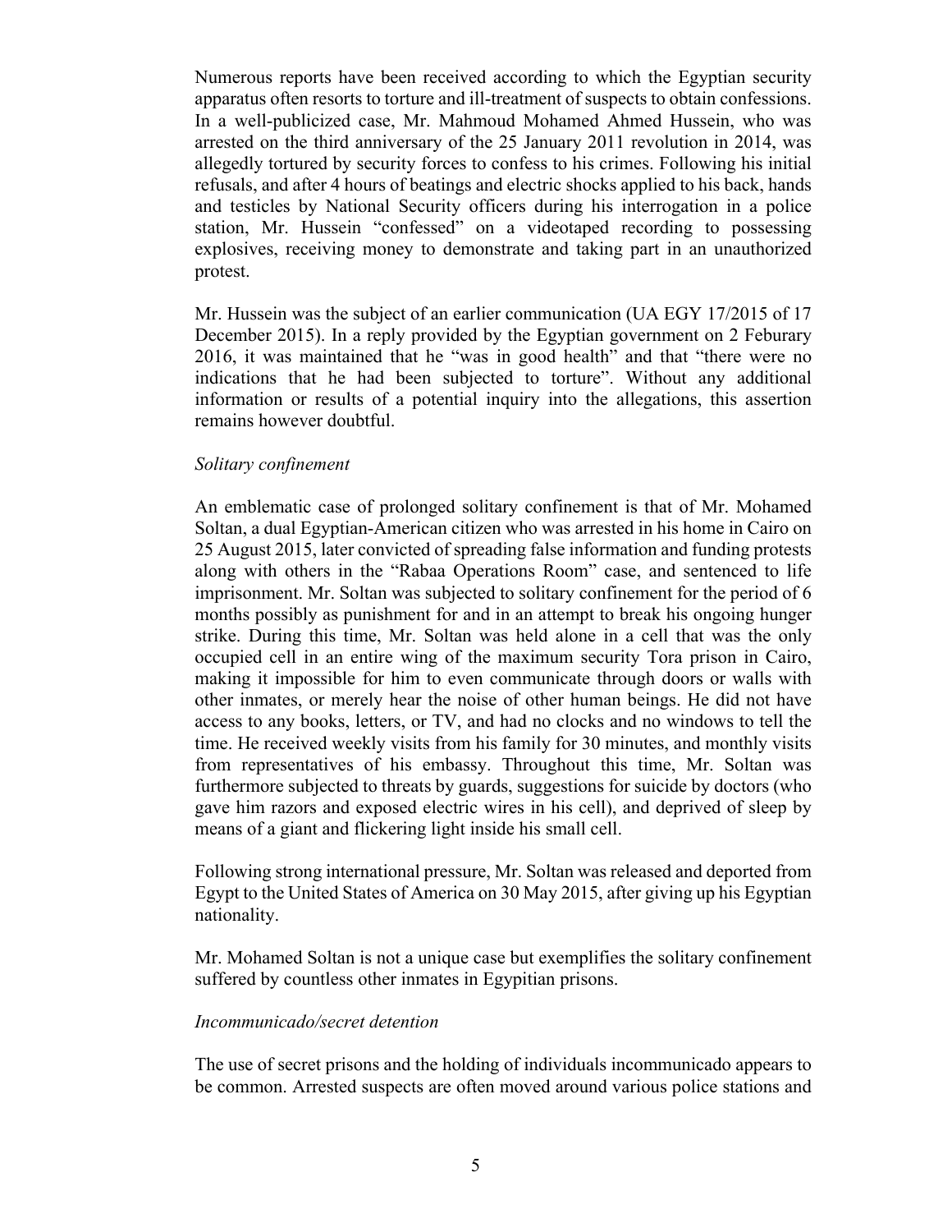Numerous reports have been received according to which the Egyptian security apparatus often resorts to torture and ill-treatment of suspects to obtain confessions. In a well-publicized case, Mr. Mahmoud Mohamed Ahmed Hussein, who was arrested on the third anniversary of the 25 January 2011 revolution in 2014, was allegedly tortured by security forces to confess to his crimes. Following his initial refusals, and after 4 hours of beatings and electric shocks applied to his back, hands and testicles by National Security officers during his interrogation in a police station, Mr. Hussein "confessed" on a videotaped recording to possessing explosives, receiving money to demonstrate and taking part in an unauthorized protest.

Mr. Hussein was the subject of an earlier communication (UA EGY 17/2015 of 17 December 2015). In a reply provided by the Egyptian government on 2 Feburary 2016, it was maintained that he "was in good health" and that "there were no indications that he had been subjected to torture". Without any additional information or results of a potential inquiry into the allegations, this assertion remains however doubtful.

*Solitary confinement*

An emblematic case of prolonged solitary confinement is that of Mr. Mohamed Soltan, a dual Egyptian-American citizen who was arrested in his home in Cairo on 25 August 2015, later convicted of spreading false information and funding protests along with others in the "Rabaa Operations Room" case, and sentenced to life imprisonment. Mr. Soltan was subjected to solitary confinement for the period of 6 months possibly as punishment for and in an attempt to break his ongoing hunger strike. During this time, Mr. Soltan was held alone in a cell that was the only occupied cell in an entire wing of the maximum security Tora prison in Cairo, making it impossible for him to even communicate through doors or walls with other inmates, or merely hear the noise of other human beings. He did not have access to any books, letters, or TV, and had no clocks and no windows to tell the time. He received weekly visits from his family for 30 minutes, and monthly visits from representatives of his embassy. Throughout this time, Mr. Soltan was furthermore subjected to threats by guards, suggestions for suicide by doctors (who gave him razors and exposed electric wires in his cell), and deprived of sleep by means of a giant and flickering light inside his small cell.

Following strong international pressure, Mr. Soltan was released and deported from Egypt to the United States of America on 30 May 2015, after giving up his Egyptian nationality.

Mr. Mohamed Soltan is not a unique case but exemplifies the solitary confinement suffered by countless other inmates in Egypitian prisons.

*Incommunicado/secret detention*

The use of secret prisons and the holding of individuals incommunicado appears to be common. Arrested suspects are often moved around various police stations and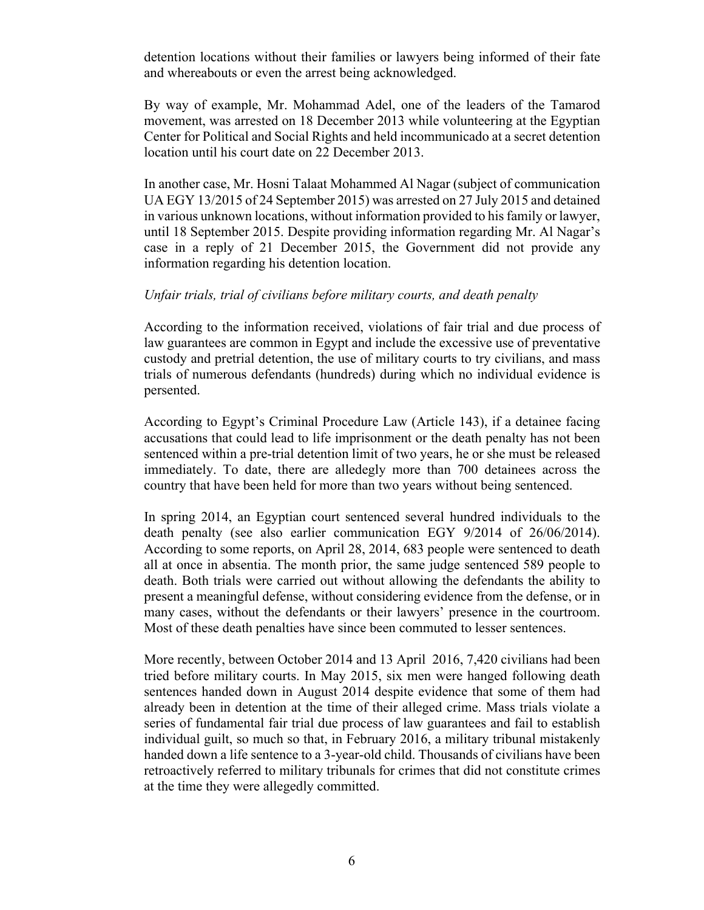detention locations without their families or lawyers being informed of their fate and whereabouts or even the arrest being acknowledged.

By way of example, Mr. Mohammad Adel, one of the leaders of the Tamarod movement, was arrested on 18 December 2013 while volunteering at the Egyptian Center for Political and Social Rights and held incommunicado at a secret detention location until his court date on 22 December 2013.

In another case, Mr. Hosni Talaat Mohammed Al Nagar (subject of communication UA EGY 13/2015 of 24 September 2015) was arrested on 27 July 2015 and detained in various unknown locations, without information provided to his family or lawyer, until 18 September 2015. Despite providing information regarding Mr. Al Nagar's case in a reply of 21 December 2015, the Government did not provide any information regarding his detention location.

*Unfair trials, trial of civilians before military courts, and death penalty*

According to the information received, violations of fair trial and due process of law guarantees are common in Egypt and include the excessive use of preventative custody and pretrial detention, the use of military courts to try civilians, and mass trials of numerous defendants (hundreds) during which no individual evidence is persented.

According to Egypt's Criminal Procedure Law (Article 143), if a detainee facing accusations that could lead to life imprisonment or the death penalty has not been sentenced within a pre-trial detention limit of two years, he or she must be released immediately. To date, there are alledegly more than 700 detainees across the country that have been held for more than two years without being sentenced.

In spring 2014, an Egyptian court sentenced several hundred individuals to the death penalty (see also earlier communication EGY 9/2014 of 26/06/2014). According to some reports, on April 28, 2014, 683 people were sentenced to death all at once in absentia. The month prior, the same judge sentenced 589 people to death. Both trials were carried out without allowing the defendants the ability to present a meaningful defense, without considering evidence from the defense, or in many cases, without the defendants or their lawyers' presence in the courtroom. Most of these death penalties have since been commuted to lesser sentences.

More recently, between October 2014 and 13 April 2016, 7,420 civilians had been tried before military courts. In May 2015, six men were hanged following death sentences handed down in August 2014 despite evidence that some of them had already been in detention at the time of their alleged crime. Mass trials violate a series of fundamental fair trial due process of law guarantees and fail to establish individual guilt, so much so that, in February 2016, a military tribunal mistakenly handed down a life sentence to a 3-year-old child. Thousands of civilians have been retroactively referred to military tribunals for crimes that did not constitute crimes at the time they were allegedly committed.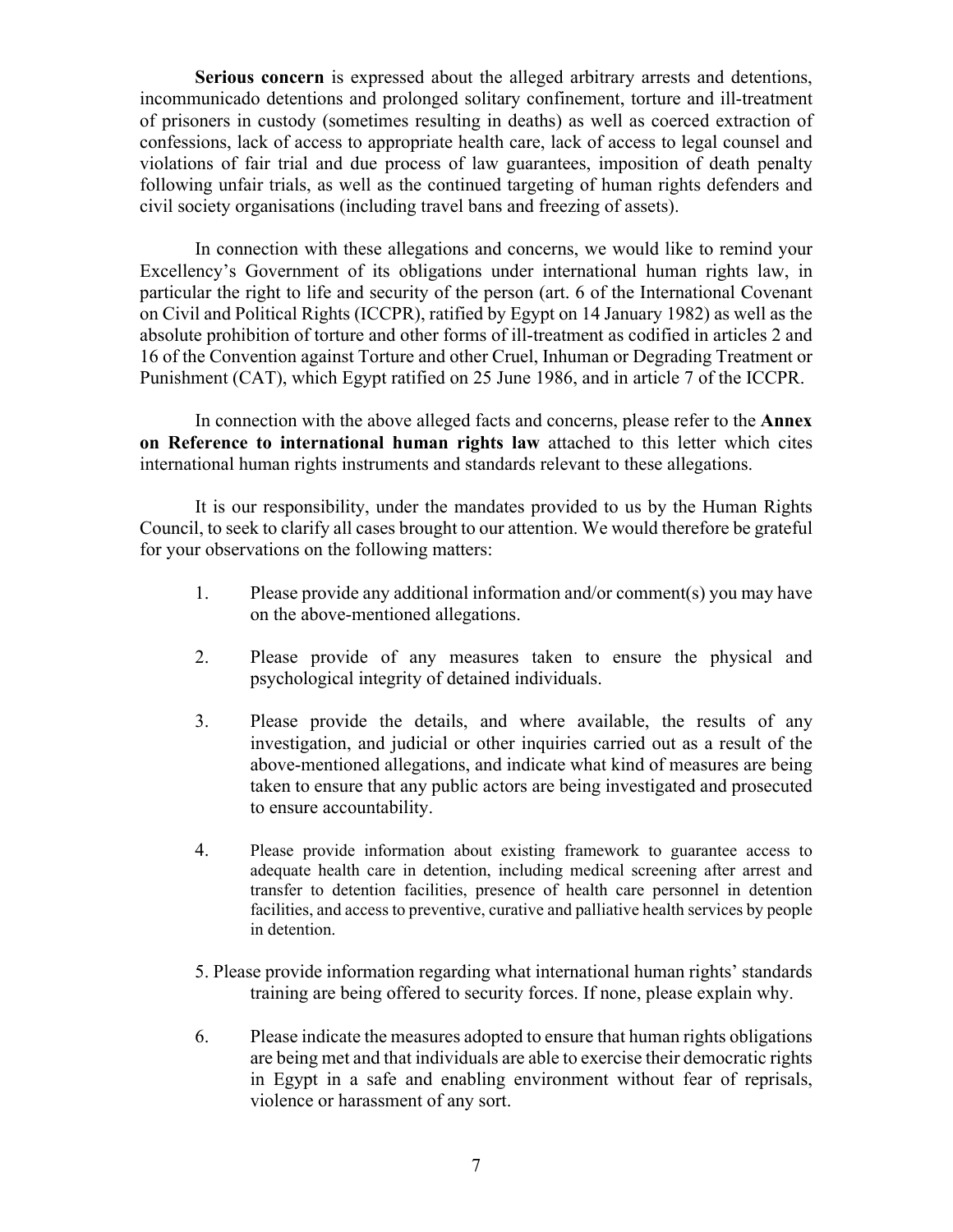**Serious concern** is expressed about the alleged arbitrary arrests and detentions, incommunicado detentions and prolonged solitary confinement, torture and ill-treatment of prisoners in custody (sometimes resulting in deaths) as well as coerced extraction of confessions, lack of access to appropriate health care, lack of access to legal counsel and violations of fair trial and due process of law guarantees, imposition of death penalty following unfair trials, as well as the continued targeting of human rights defenders and civil society organisations (including travel bans and freezing of assets).

In connection with these allegations and concerns, we would like to remind your Excellency's Government of its obligations under international human rights law, in particular the right to life and security of the person (art. 6 of the International Covenant on Civil and Political Rights (ICCPR), ratified by Egypt on 14 January 1982) as well as the absolute prohibition of torture and other forms of ill-treatment as codified in articles 2 and 16 of the Convention against Torture and other Cruel, Inhuman or Degrading Treatment or Punishment (CAT), which Egypt ratified on 25 June 1986, and in article 7 of the ICCPR.

In connection with the above alleged facts and concerns, please refer to the **Annex on Reference to international human rights law** attached to this letter which cites international human rights instruments and standards relevant to these allegations.

It is our responsibility, under the mandates provided to us by the Human Rights Council, to seek to clarify all cases brought to our attention. We would therefore be grateful for your observations on the following matters:

1. Please provide any additional information and/or comment(s) you may have on the above-mentioned allegations.

2. Please provide of any measures taken to ensure the physical and psychological integrity of detained individuals.

3. Please provide the details, and where available, the results of any investigation, and judicial or other inquiries carried out as a result of the above-mentioned allegations, and indicate what kind of measures are being taken to ensure that any public actors are being investigated and prosecuted to ensure accountability.

4. Please provide information about existing framework to guarantee access to adequate health care in detention, including medical screening after arrest and transfer to detention facilities, presence of health care personnel in detention facilities, and access to preventive, curative and palliative health services by people in detention.

5. Please provide information regarding what international human rights' standards training are being offered to security forces. If none, please explain why.

6. Please indicate the measures adopted to ensure that human rights obligations are being met and that individuals are able to exercise their democratic rights in Egypt in a safe and enabling environment without fear of reprisals, violence or harassment of any sort.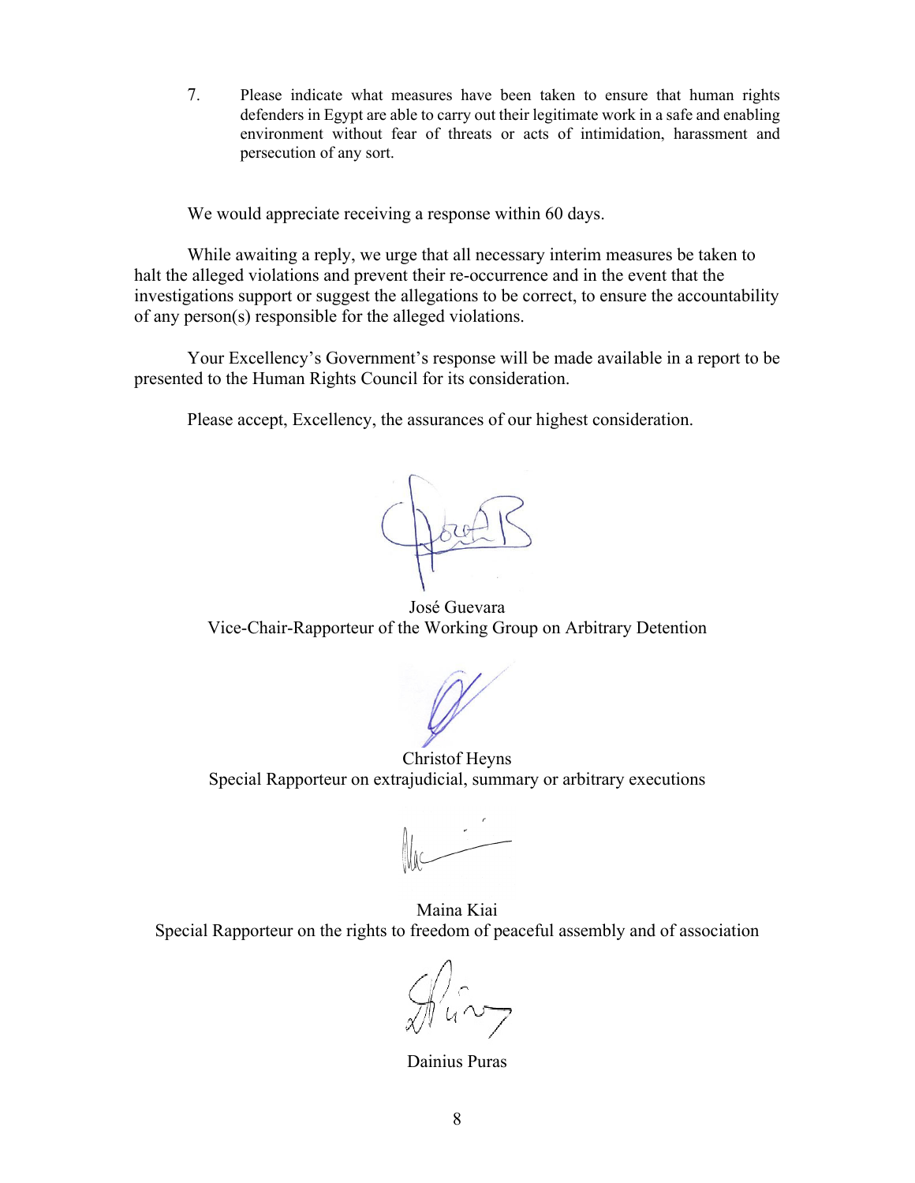7. Please indicate what measures have been taken to ensure that human rights defenders in Egypt are able to carry out their legitimate work in a safe and enabling environment without fear of threats or acts of intimidation, harassment and persecution of any sort.

We would appreciate receiving a response within 60 days.

While awaiting a reply, we urge that all necessary interim measures be taken to halt the alleged violations and prevent their re-occurrence and in the event that the investigations support or suggest the allegations to be correct, to ensure the accountability of any person(s) responsible for the alleged violations.

Your Excellency's Government's response will be made available in a report to be presented to the Human Rights Council for its consideration.

Please accept, Excellency, the assurances of our highest consideration.

José Guevara
Vice-Chair-Rapporteur of the Working Group on Arbitrary Detention

Christof Heyns
Special Rapporteur on extrajudicial, summary or arbitrary executions

Maina Kiai
Special Rapporteur on the rights to freedom of peaceful assembly and of association

Dainius Puras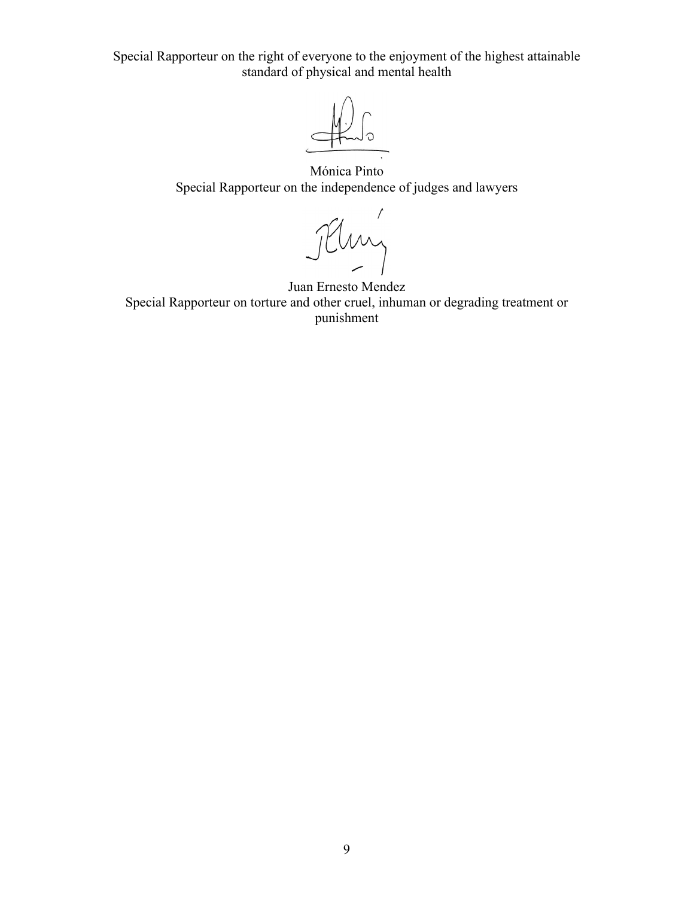Special Rapporteur on the right of everyone to the enjoyment of the highest attainable standard of physical and mental health

Mónica Pinto
Special Rapporteur on the independence of judges and lawyers

Juan Ernesto Mendez
Special Rapporteur on torture and other cruel, inhuman or degrading treatment or punishment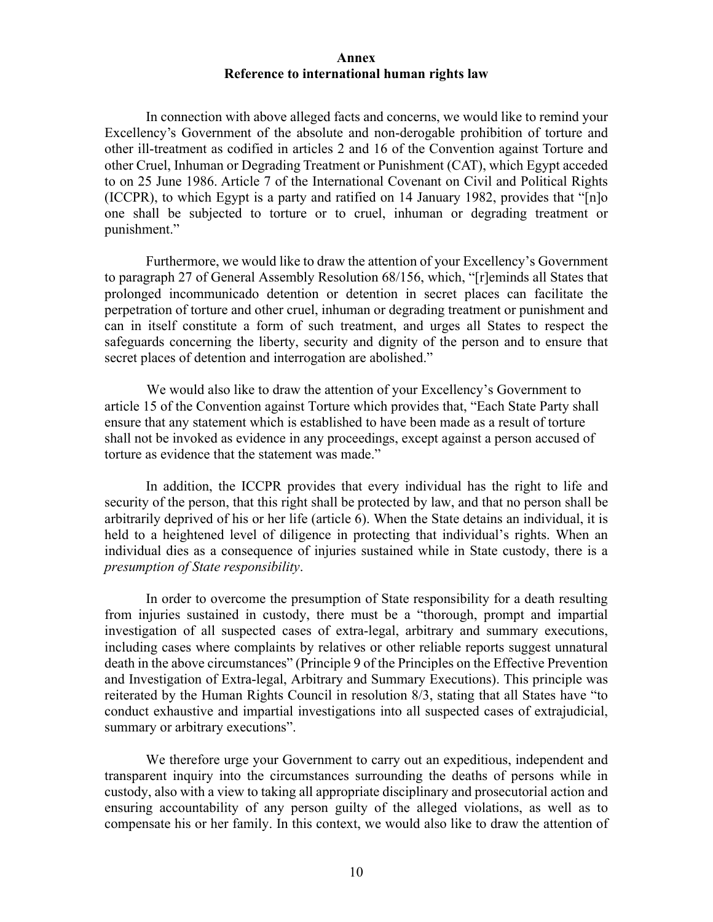**Annex**
**Reference to international human rights law**

In connection with above alleged facts and concerns, we would like to remind your Excellency's Government of the absolute and non-derogable prohibition of torture and other ill-treatment as codified in articles 2 and 16 of the Convention against Torture and other Cruel, Inhuman or Degrading Treatment or Punishment (CAT), which Egypt acceded to on 25 June 1986. Article 7 of the International Covenant on Civil and Political Rights (ICCPR), to which Egypt is a party and ratified on 14 January 1982, provides that "[n]o one shall be subjected to torture or to cruel, inhuman or degrading treatment or punishment."

Furthermore, we would like to draw the attention of your Excellency's Government to paragraph 27 of General Assembly Resolution 68/156, which, "[r]eminds all States that prolonged incommunicado detention or detention in secret places can facilitate the perpetration of torture and other cruel, inhuman or degrading treatment or punishment and can in itself constitute a form of such treatment, and urges all States to respect the safeguards concerning the liberty, security and dignity of the person and to ensure that secret places of detention and interrogation are abolished."

We would also like to draw the attention of your Excellency's Government to article 15 of the Convention against Torture which provides that, "Each State Party shall ensure that any statement which is established to have been made as a result of torture shall not be invoked as evidence in any proceedings, except against a person accused of torture as evidence that the statement was made."

In addition, the ICCPR provides that every individual has the right to life and security of the person, that this right shall be protected by law, and that no person shall be arbitrarily deprived of his or her life (article 6). When the State detains an individual, it is held to a heightened level of diligence in protecting that individual's rights. When an individual dies as a consequence of injuries sustained while in State custody, there is a *presumption of State responsibility*.

In order to overcome the presumption of State responsibility for a death resulting from injuries sustained in custody, there must be a "thorough, prompt and impartial investigation of all suspected cases of extra-legal, arbitrary and summary executions, including cases where complaints by relatives or other reliable reports suggest unnatural death in the above circumstances" (Principle 9 of the Principles on the Effective Prevention and Investigation of Extra-legal, Arbitrary and Summary Executions). This principle was reiterated by the Human Rights Council in resolution 8/3, stating that all States have "to conduct exhaustive and impartial investigations into all suspected cases of extrajudicial, summary or arbitrary executions".

We therefore urge your Government to carry out an expeditious, independent and transparent inquiry into the circumstances surrounding the deaths of persons while in custody, also with a view to taking all appropriate disciplinary and prosecutorial action and ensuring accountability of any person guilty of the alleged violations, as well as to compensate his or her family. In this context, we would also like to draw the attention of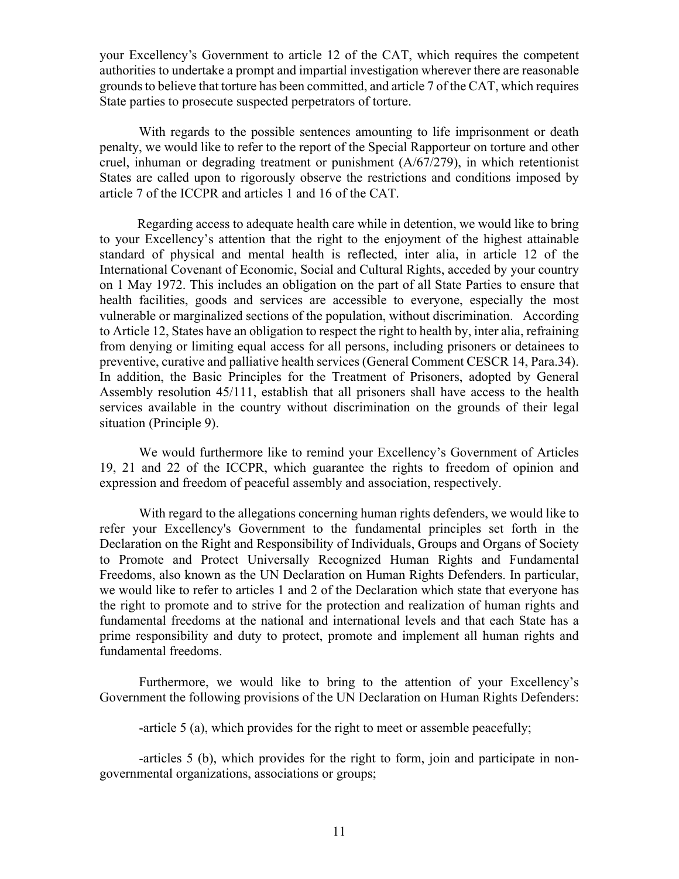your Excellency's Government to article 12 of the CAT, which requires the competent authorities to undertake a prompt and impartial investigation wherever there are reasonable grounds to believe that torture has been committed, and article 7 of the CAT, which requires State parties to prosecute suspected perpetrators of torture.

With regards to the possible sentences amounting to life imprisonment or death penalty, we would like to refer to the report of the Special Rapporteur on torture and other cruel, inhuman or degrading treatment or punishment (A/67/279), in which retentionist States are called upon to rigorously observe the restrictions and conditions imposed by article 7 of the ICCPR and articles 1 and 16 of the CAT.

Regarding access to adequate health care while in detention, we would like to bring to your Excellency's attention that the right to the enjoyment of the highest attainable standard of physical and mental health is reflected, inter alia, in article 12 of the International Covenant of Economic, Social and Cultural Rights, acceded by your country on 1 May 1972. This includes an obligation on the part of all State Parties to ensure that health facilities, goods and services are accessible to everyone, especially the most vulnerable or marginalized sections of the population, without discrimination. According to Article 12, States have an obligation to respect the right to health by, inter alia, refraining from denying or limiting equal access for all persons, including prisoners or detainees to preventive, curative and palliative health services (General Comment CESCR 14, Para.34). In addition, the Basic Principles for the Treatment of Prisoners, adopted by General Assembly resolution 45/111, establish that all prisoners shall have access to the health services available in the country without discrimination on the grounds of their legal situation (Principle 9).

We would furthermore like to remind your Excellency's Government of Articles 19, 21 and 22 of the ICCPR, which guarantee the rights to freedom of opinion and expression and freedom of peaceful assembly and association, respectively.

With regard to the allegations concerning human rights defenders, we would like to refer your Excellency's Government to the fundamental principles set forth in the Declaration on the Right and Responsibility of Individuals, Groups and Organs of Society to Promote and Protect Universally Recognized Human Rights and Fundamental Freedoms, also known as the UN Declaration on Human Rights Defenders. In particular, we would like to refer to articles 1 and 2 of the Declaration which state that everyone has the right to promote and to strive for the protection and realization of human rights and fundamental freedoms at the national and international levels and that each State has a prime responsibility and duty to protect, promote and implement all human rights and fundamental freedoms.

Furthermore, we would like to bring to the attention of your Excellency's Government the following provisions of the UN Declaration on Human Rights Defenders:

-article 5 (a), which provides for the right to meet or assemble peacefully;

-articles 5 (b), which provides for the right to form, join and participate in non-governmental organizations, associations or groups;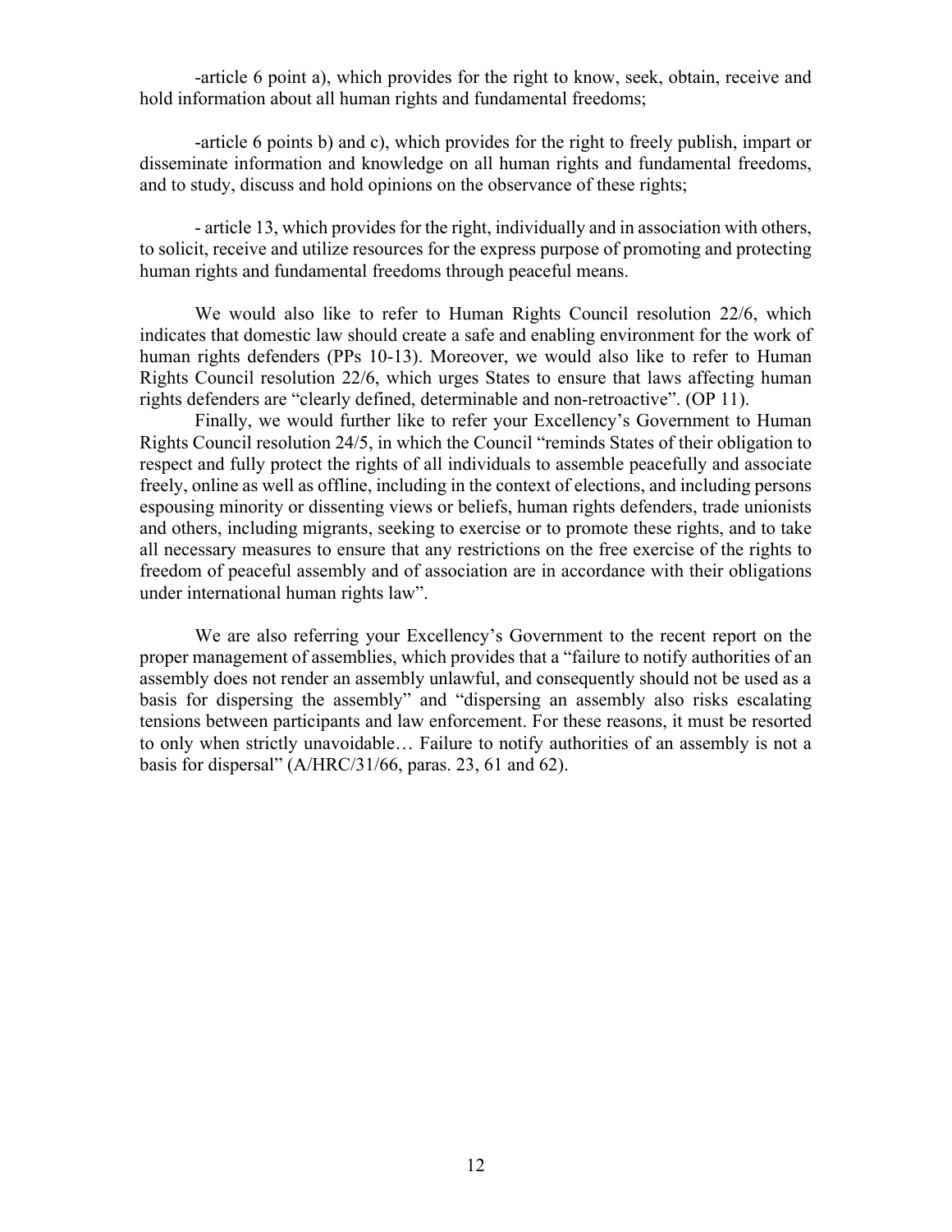-article 6 point a), which provides for the right to know, seek, obtain, receive and hold information about all human rights and fundamental freedoms;

-article 6 points b) and c), which provides for the right to freely publish, impart or disseminate information and knowledge on all human rights and fundamental freedoms, and to study, discuss and hold opinions on the observance of these rights;

- article 13, which provides for the right, individually and in association with others, to solicit, receive and utilize resources for the express purpose of promoting and protecting human rights and fundamental freedoms through peaceful means.

We would also like to refer to Human Rights Council resolution 22/6, which indicates that domestic law should create a safe and enabling environment for the work of human rights defenders (PPs 10-13). Moreover, we would also like to refer to Human Rights Council resolution 22/6, which urges States to ensure that laws affecting human rights defenders are "clearly defined, determinable and non-retroactive". (OP 11).

Finally, we would further like to refer your Excellency's Government to Human Rights Council resolution 24/5, in which the Council "reminds States of their obligation to respect and fully protect the rights of all individuals to assemble peacefully and associate freely, online as well as offline, including in the context of elections, and including persons espousing minority or dissenting views or beliefs, human rights defenders, trade unionists and others, including migrants, seeking to exercise or to promote these rights, and to take all necessary measures to ensure that any restrictions on the free exercise of the rights to freedom of peaceful assembly and of association are in accordance with their obligations under international human rights law".

We are also referring your Excellency's Government to the recent report on the proper management of assemblies, which provides that a "failure to notify authorities of an assembly does not render an assembly unlawful, and consequently should not be used as a basis for dispersing the assembly" and "dispersing an assembly also risks escalating tensions between participants and law enforcement. For these reasons, it must be resorted to only when strictly unavoidable… Failure to notify authorities of an assembly is not a basis for dispersal" (A/HRC/31/66, paras. 23, 61 and 62).